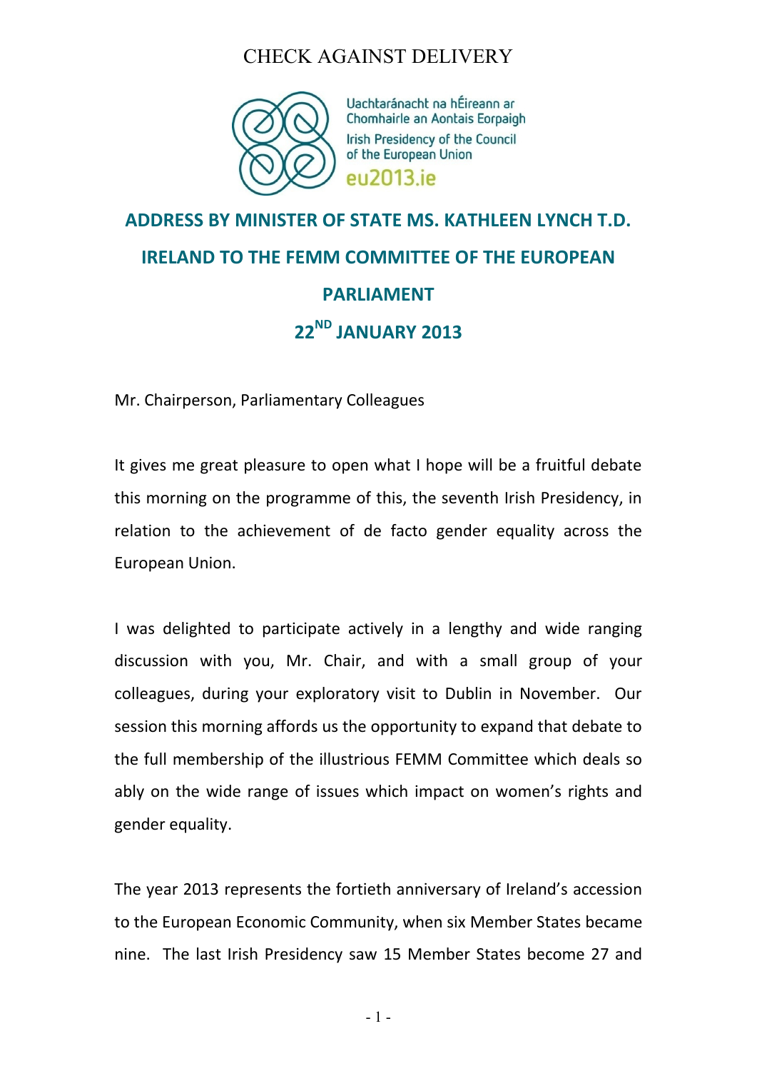CHECK AGAINST DELIVERY

Uachtaránacht na hÉireann ar Chomhairle an Aontais Eorpaigh

Irish Presidency of the Council of the European Union

eu2013.ie

# ADDRESS BY MINISTER OF STATE MS. KATHLEEN LYNCH T.D. IRELAND TO THE FEMM COMMITTEE OF THE EUROPEAN PARLIAMENT

## 22ND JANUARY 2013

Mr. Chairperson, Parliamentary Colleagues

It gives me great pleasure to open what I hope will be a fruitful debate this morning on the programme of this, the seventh Irish Presidency, in relation to the achievement of de facto gender equality across the European Union.

I was delighted to participate actively in a lengthy and wide ranging discussion with you, Mr. Chair, and with a small group of your colleagues, during your exploratory visit to Dublin in November. Our session this morning affords us the opportunity to expand that debate to the full membership of the illustrious FEMM Committee which deals so ably on the wide range of issues which impact on women's rights and gender equality.

The year 2013 represents the fortieth anniversary of Ireland's accession to the European Economic Community, when six Member States became nine. The last Irish Presidency saw 15 Member States become 27 and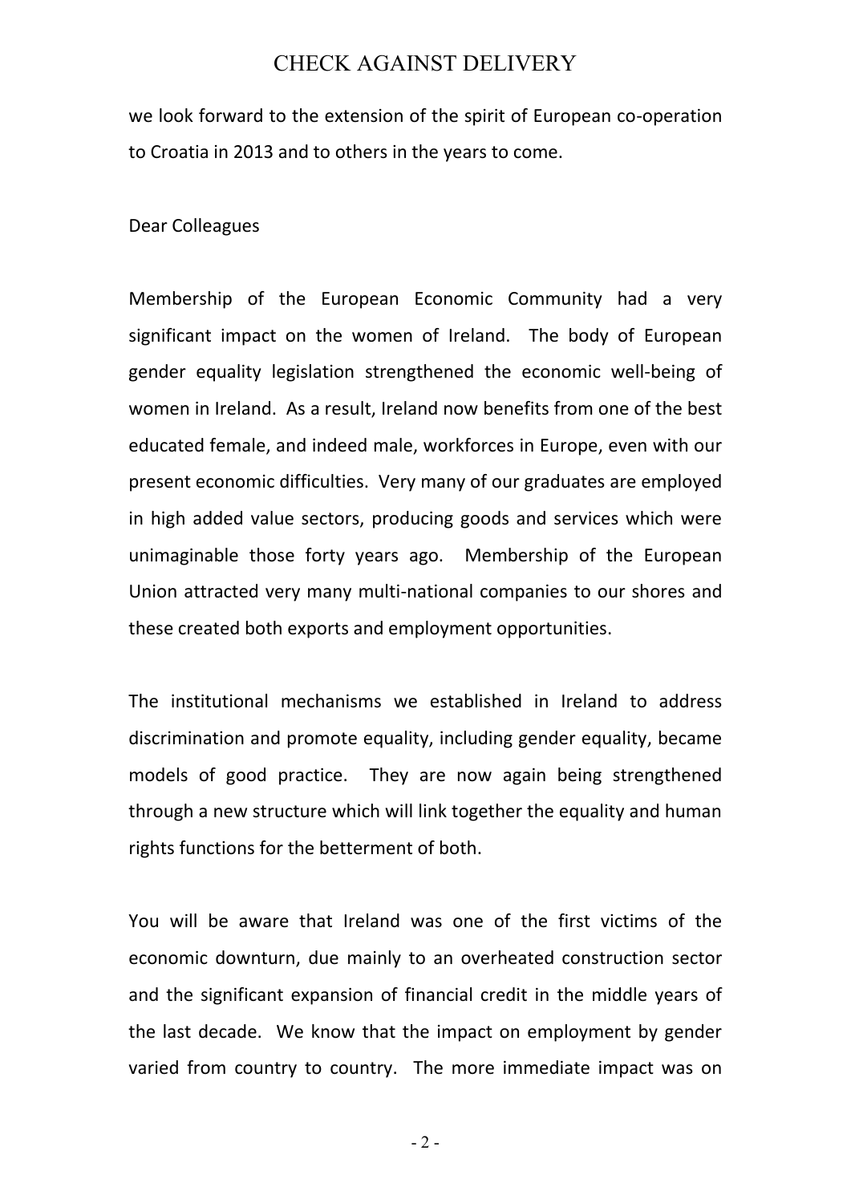we look forward to the extension of the spirit of European co-operation to Croatia in 2013 and to others in the years to come.

Dear Colleagues

Membership of the European Economic Community had a very significant impact on the women of Ireland. The body of European gender equality legislation strengthened the economic well-being of women in Ireland. As a result, Ireland now benefits from one of the best educated female, and indeed male, workforces in Europe, even with our present economic difficulties. Very many of our graduates are employed in high added value sectors, producing goods and services which were unimaginable those forty years ago. Membership of the European Union attracted very many multi-national companies to our shores and these created both exports and employment opportunities.

The institutional mechanisms we established in Ireland to address discrimination and promote equality, including gender equality, became models of good practice. They are now again being strengthened through a new structure which will link together the equality and human rights functions for the betterment of both.

You will be aware that Ireland was one of the first victims of the economic downturn, due mainly to an overheated construction sector and the significant expansion of financial credit in the middle years of the last decade. We know that the impact on employment by gender varied from country to country. The more immediate impact was on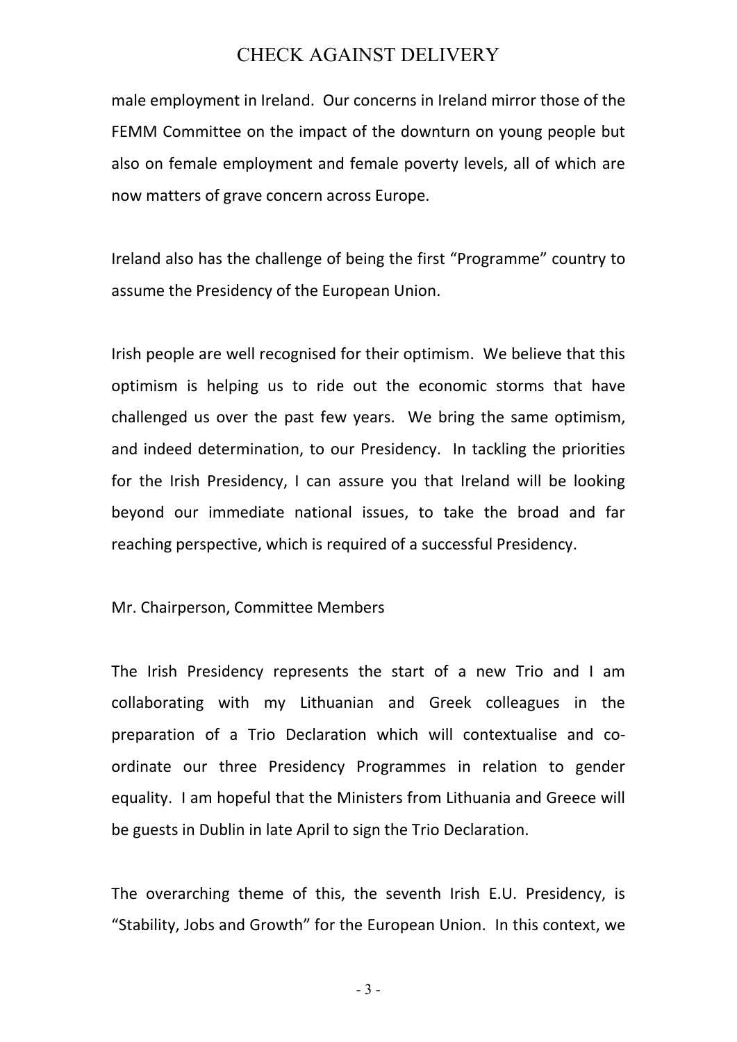male employment in Ireland. Our concerns in Ireland mirror those of the FEMM Committee on the impact of the downturn on young people but also on female employment and female poverty levels, all of which are now matters of grave concern across Europe.

Ireland also has the challenge of being the first "Programme" country to assume the Presidency of the European Union.

Irish people are well recognised for their optimism. We believe that this optimism is helping us to ride out the economic storms that have challenged us over the past few years. We bring the same optimism, and indeed determination, to our Presidency. In tackling the priorities for the Irish Presidency, I can assure you that Ireland will be looking beyond our immediate national issues, to take the broad and far reaching perspective, which is required of a successful Presidency.

Mr. Chairperson, Committee Members

The Irish Presidency represents the start of a new Trio and I am collaborating with my Lithuanian and Greek colleagues in the preparation of a Trio Declaration which will contextualise and co-ordinate our three Presidency Programmes in relation to gender equality. I am hopeful that the Ministers from Lithuania and Greece will be guests in Dublin in late April to sign the Trio Declaration.

The overarching theme of this, the seventh Irish E.U. Presidency, is "Stability, Jobs and Growth" for the European Union. In this context, we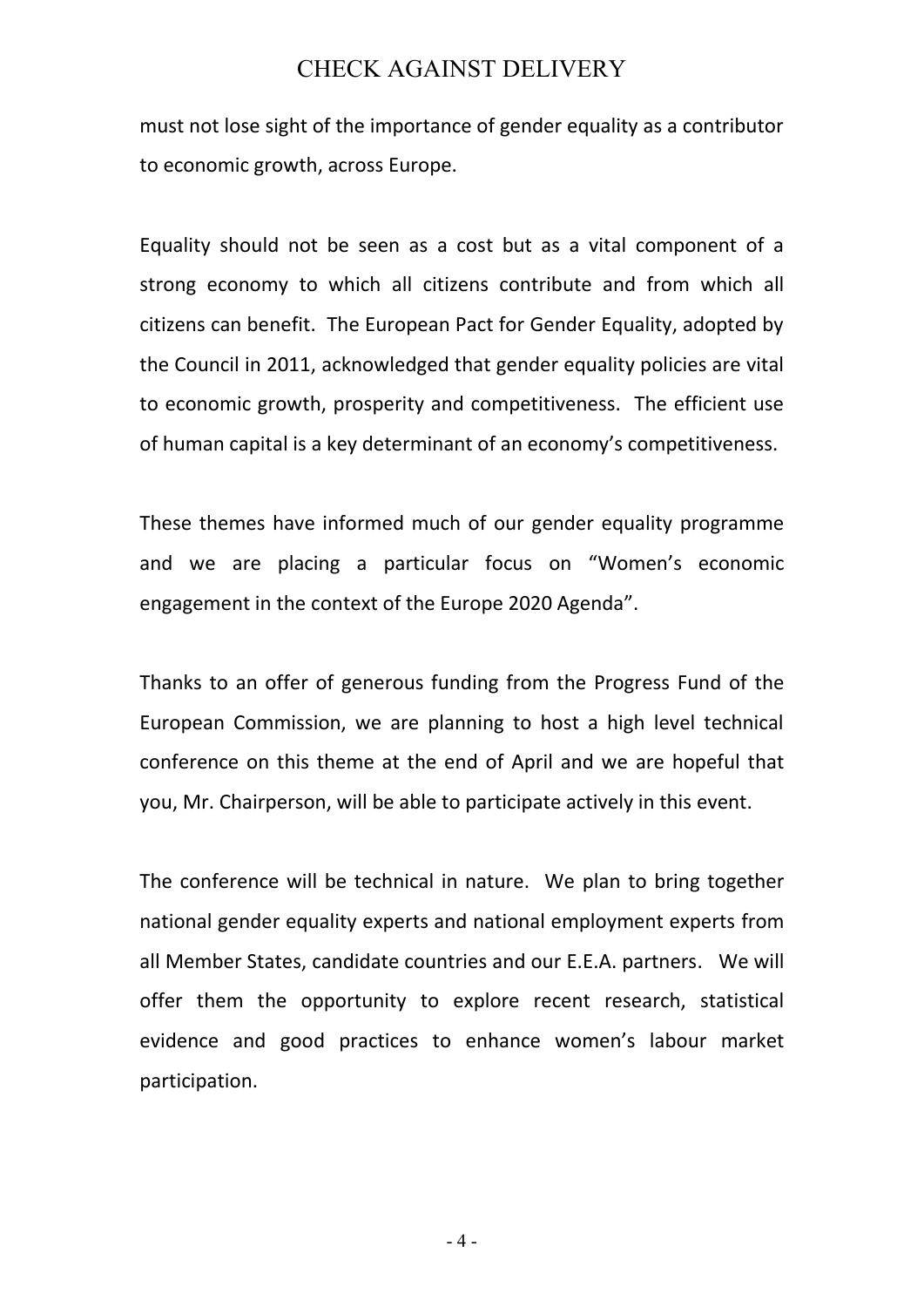must not lose sight of the importance of gender equality as a contributor to economic growth, across Europe.

Equality should not be seen as a cost but as a vital component of a strong economy to which all citizens contribute and from which all citizens can benefit. The European Pact for Gender Equality, adopted by the Council in 2011, acknowledged that gender equality policies are vital to economic growth, prosperity and competitiveness. The efficient use of human capital is a key determinant of an economy's competitiveness.

These themes have informed much of our gender equality programme and we are placing a particular focus on "Women's economic engagement in the context of the Europe 2020 Agenda".

Thanks to an offer of generous funding from the Progress Fund of the European Commission, we are planning to host a high level technical conference on this theme at the end of April and we are hopeful that you, Mr. Chairperson, will be able to participate actively in this event.

The conference will be technical in nature. We plan to bring together national gender equality experts and national employment experts from all Member States, candidate countries and our E.E.A. partners. We will offer them the opportunity to explore recent research, statistical evidence and good practices to enhance women's labour market participation.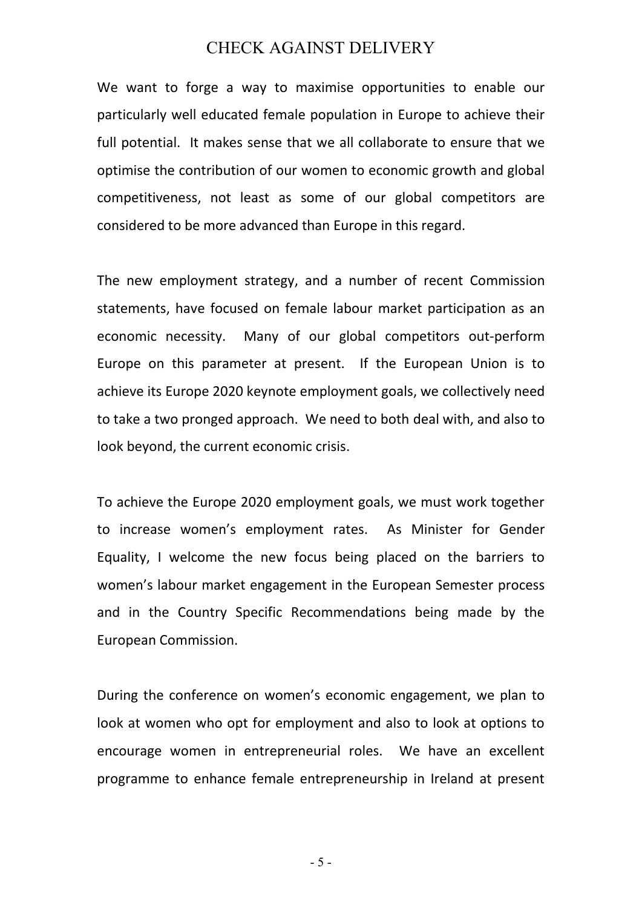We want to forge a way to maximise opportunities to enable our particularly well educated female population in Europe to achieve their full potential. It makes sense that we all collaborate to ensure that we optimise the contribution of our women to economic growth and global competitiveness, not least as some of our global competitors are considered to be more advanced than Europe in this regard.

The new employment strategy, and a number of recent Commission statements, have focused on female labour market participation as an economic necessity. Many of our global competitors out-perform Europe on this parameter at present. If the European Union is to achieve its Europe 2020 keynote employment goals, we collectively need to take a two pronged approach. We need to both deal with, and also to look beyond, the current economic crisis.

To achieve the Europe 2020 employment goals, we must work together to increase women's employment rates. As Minister for Gender Equality, I welcome the new focus being placed on the barriers to women's labour market engagement in the European Semester process and in the Country Specific Recommendations being made by the European Commission.

During the conference on women's economic engagement, we plan to look at women who opt for employment and also to look at options to encourage women in entrepreneurial roles. We have an excellent programme to enhance female entrepreneurship in Ireland at present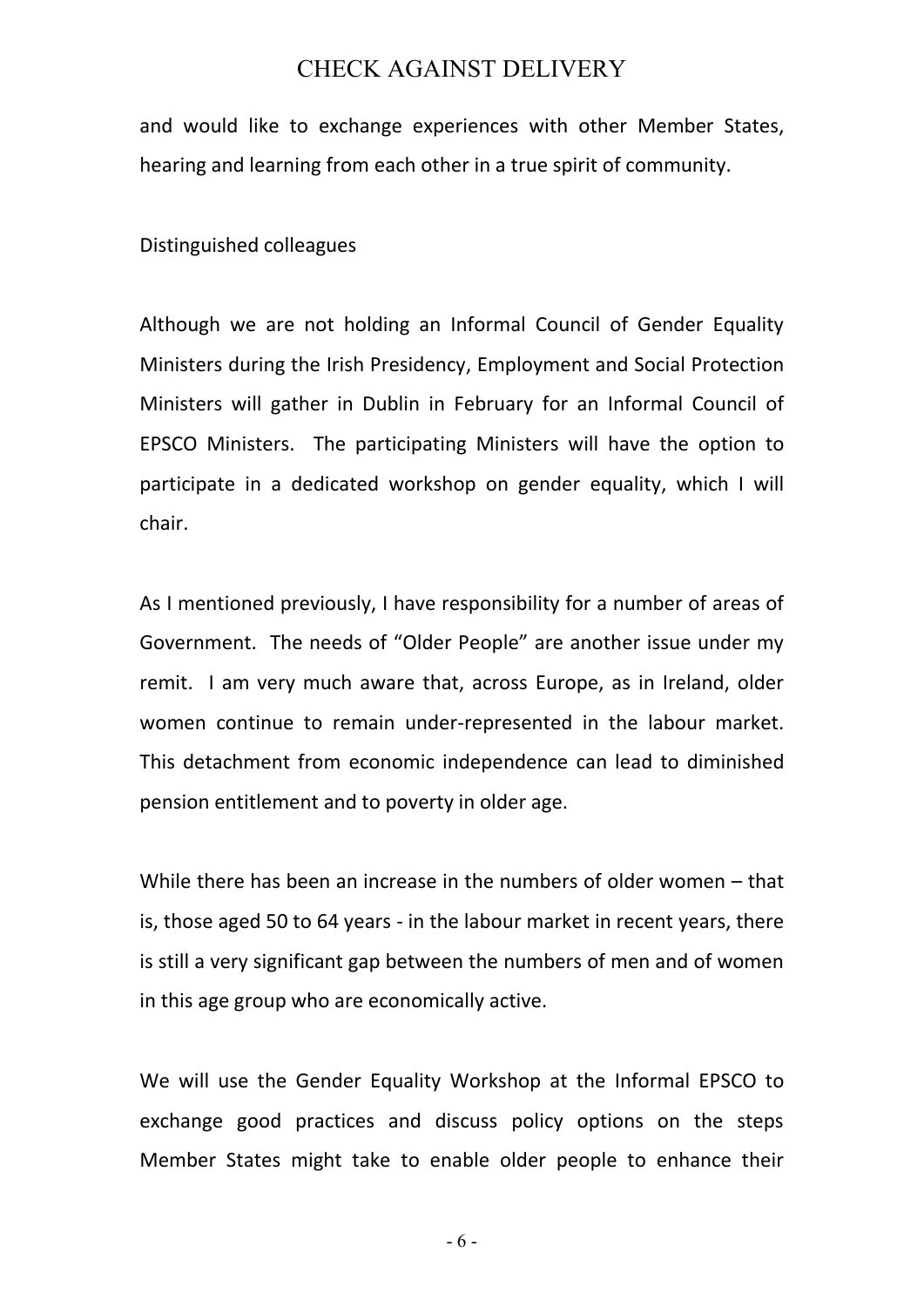and would like to exchange experiences with other Member States, hearing and learning from each other in a true spirit of community.

Distinguished colleagues

Although we are not holding an Informal Council of Gender Equality Ministers during the Irish Presidency, Employment and Social Protection Ministers will gather in Dublin in February for an Informal Council of EPSCO Ministers. The participating Ministers will have the option to participate in a dedicated workshop on gender equality, which I will chair.

As I mentioned previously, I have responsibility for a number of areas of Government. The needs of "Older People" are another issue under my remit. I am very much aware that, across Europe, as in Ireland, older women continue to remain under-represented in the labour market. This detachment from economic independence can lead to diminished pension entitlement and to poverty in older age.

While there has been an increase in the numbers of older women – that is, those aged 50 to 64 years - in the labour market in recent years, there is still a very significant gap between the numbers of men and of women in this age group who are economically active.

We will use the Gender Equality Workshop at the Informal EPSCO to exchange good practices and discuss policy options on the steps Member States might take to enable older people to enhance their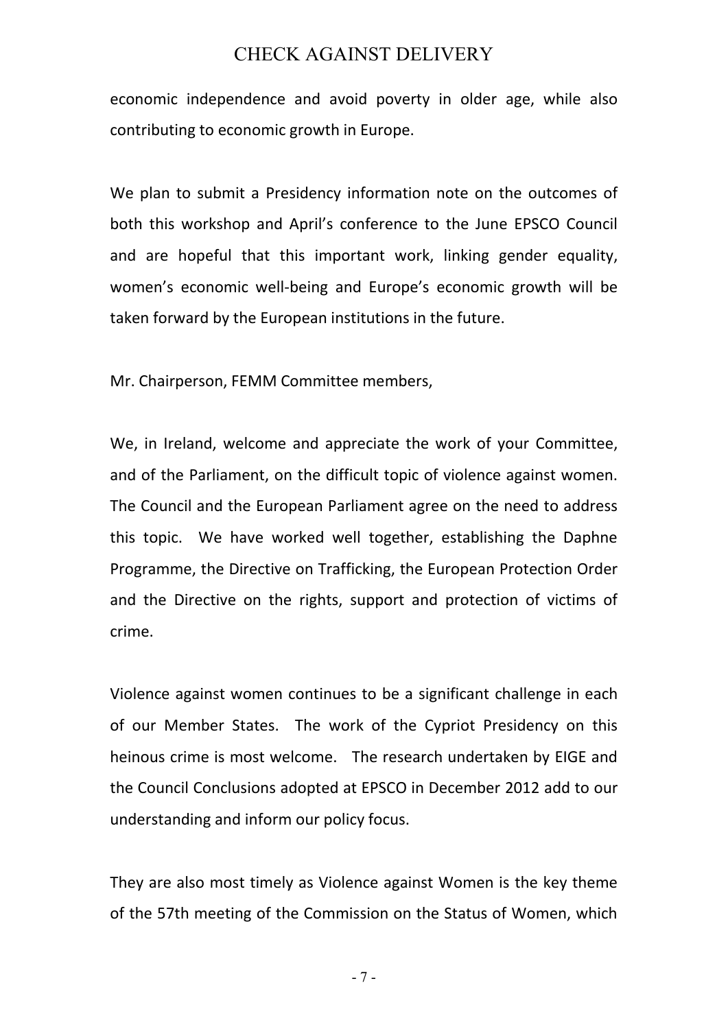economic independence and avoid poverty in older age, while also contributing to economic growth in Europe.

We plan to submit a Presidency information note on the outcomes of both this workshop and April's conference to the June EPSCO Council and are hopeful that this important work, linking gender equality, women's economic well-being and Europe's economic growth will be taken forward by the European institutions in the future.

Mr. Chairperson, FEMM Committee members,

We, in Ireland, welcome and appreciate the work of your Committee, and of the Parliament, on the difficult topic of violence against women. The Council and the European Parliament agree on the need to address this topic. We have worked well together, establishing the Daphne Programme, the Directive on Trafficking, the European Protection Order and the Directive on the rights, support and protection of victims of crime.

Violence against women continues to be a significant challenge in each of our Member States. The work of the Cypriot Presidency on this heinous crime is most welcome. The research undertaken by EIGE and the Council Conclusions adopted at EPSCO in December 2012 add to our understanding and inform our policy focus.

They are also most timely as Violence against Women is the key theme of the 57th meeting of the Commission on the Status of Women, which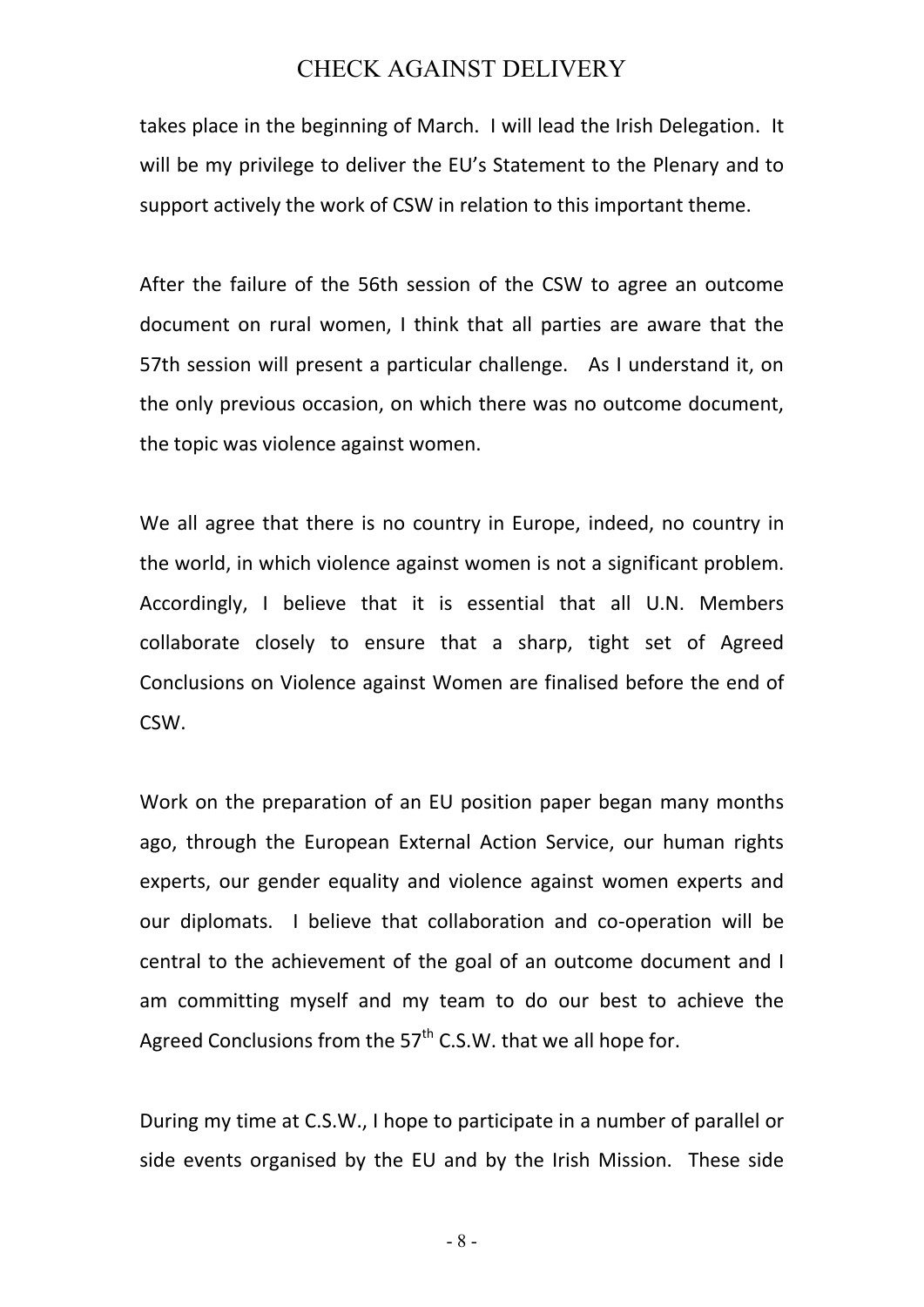takes place in the beginning of March. I will lead the Irish Delegation. It will be my privilege to deliver the EU's Statement to the Plenary and to support actively the work of CSW in relation to this important theme.

After the failure of the 56th session of the CSW to agree an outcome document on rural women, I think that all parties are aware that the 57th session will present a particular challenge. As I understand it, on the only previous occasion, on which there was no outcome document, the topic was violence against women.

We all agree that there is no country in Europe, indeed, no country in the world, in which violence against women is not a significant problem. Accordingly, I believe that it is essential that all U.N. Members collaborate closely to ensure that a sharp, tight set of Agreed Conclusions on Violence against Women are finalised before the end of CSW.

Work on the preparation of an EU position paper began many months ago, through the European External Action Service, our human rights experts, our gender equality and violence against women experts and our diplomats. I believe that collaboration and co-operation will be central to the achievement of the goal of an outcome document and I am committing myself and my team to do our best to achieve the Agreed Conclusions from the 57th C.S.W. that we all hope for.

During my time at C.S.W., I hope to participate in a number of parallel or side events organised by the EU and by the Irish Mission. These side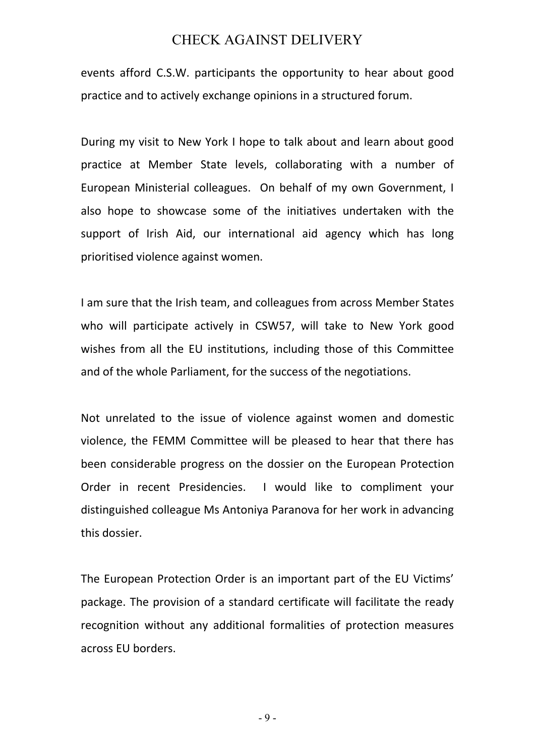events afford C.S.W. participants the opportunity to hear about good practice and to actively exchange opinions in a structured forum.

During my visit to New York I hope to talk about and learn about good practice at Member State levels, collaborating with a number of European Ministerial colleagues. On behalf of my own Government, I also hope to showcase some of the initiatives undertaken with the support of Irish Aid, our international aid agency which has long prioritised violence against women.

I am sure that the Irish team, and colleagues from across Member States who will participate actively in CSW57, will take to New York good wishes from all the EU institutions, including those of this Committee and of the whole Parliament, for the success of the negotiations.

Not unrelated to the issue of violence against women and domestic violence, the FEMM Committee will be pleased to hear that there has been considerable progress on the dossier on the European Protection Order in recent Presidencies. I would like to compliment your distinguished colleague Ms Antoniya Paranova for her work in advancing this dossier.

The European Protection Order is an important part of the EU Victims' package. The provision of a standard certificate will facilitate the ready recognition without any additional formalities of protection measures across EU borders.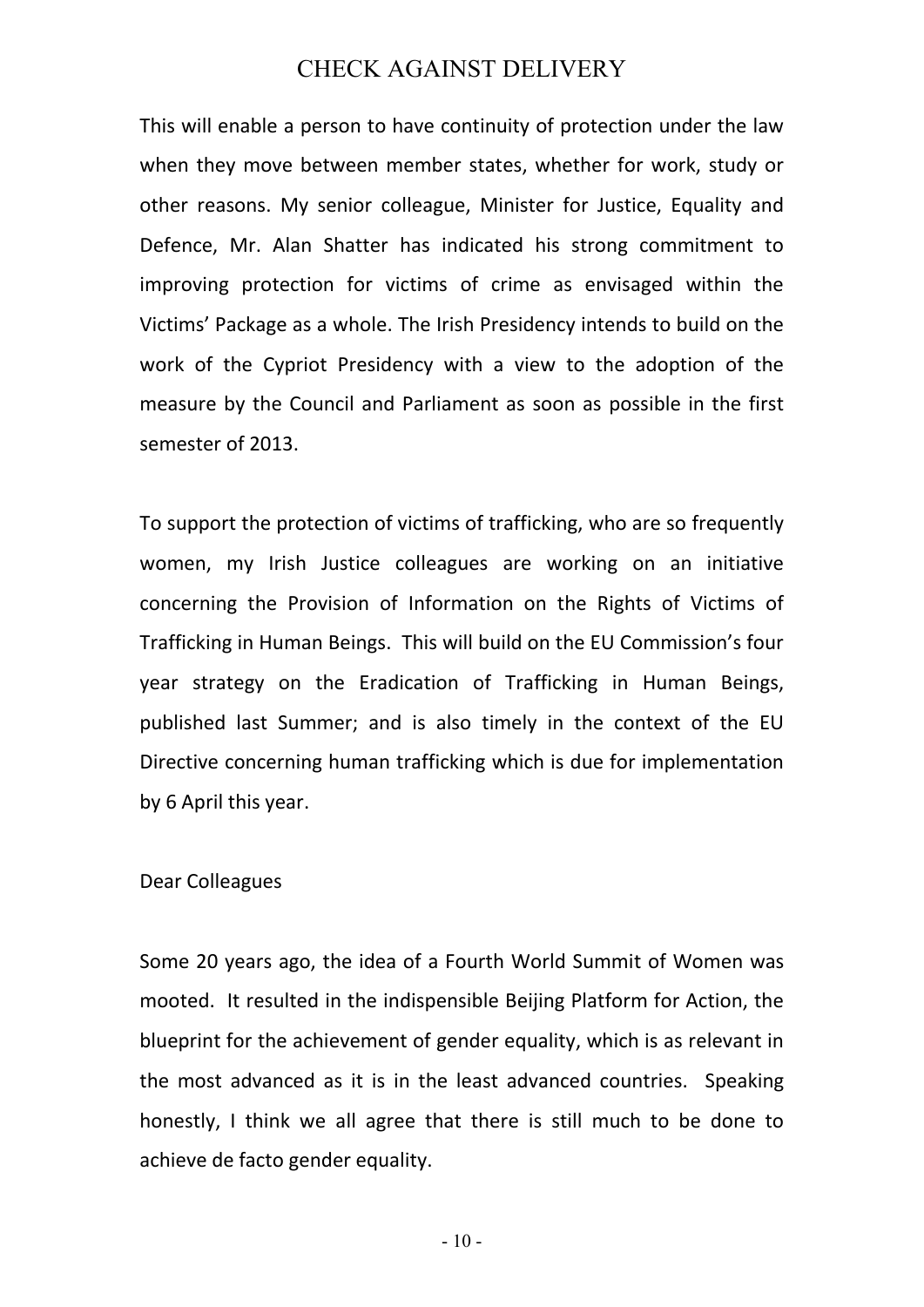This will enable a person to have continuity of protection under the law when they move between member states, whether for work, study or other reasons. My senior colleague, Minister for Justice, Equality and Defence, Mr. Alan Shatter has indicated his strong commitment to improving protection for victims of crime as envisaged within the Victims' Package as a whole. The Irish Presidency intends to build on the work of the Cypriot Presidency with a view to the adoption of the measure by the Council and Parliament as soon as possible in the first semester of 2013.

To support the protection of victims of trafficking, who are so frequently women, my Irish Justice colleagues are working on an initiative concerning the Provision of Information on the Rights of Victims of Trafficking in Human Beings. This will build on the EU Commission's four year strategy on the Eradication of Trafficking in Human Beings, published last Summer; and is also timely in the context of the EU Directive concerning human trafficking which is due for implementation by 6 April this year.

Dear Colleagues

Some 20 years ago, the idea of a Fourth World Summit of Women was mooted. It resulted in the indispensible Beijing Platform for Action, the blueprint for the achievement of gender equality, which is as relevant in the most advanced as it is in the least advanced countries. Speaking honestly, I think we all agree that there is still much to be done to achieve de facto gender equality.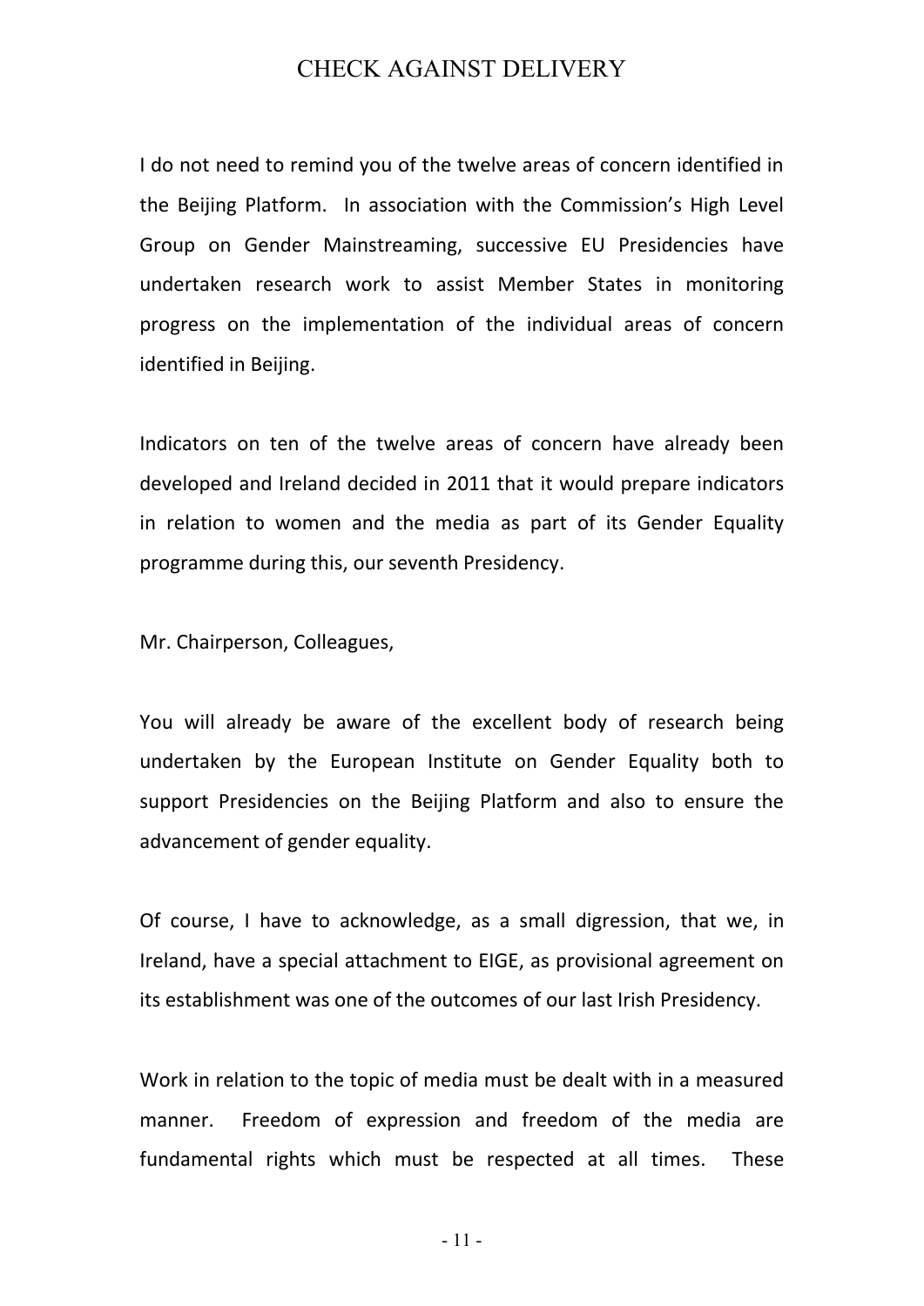I do not need to remind you of the twelve areas of concern identified in the Beijing Platform. In association with the Commission's High Level Group on Gender Mainstreaming, successive EU Presidencies have undertaken research work to assist Member States in monitoring progress on the implementation of the individual areas of concern identified in Beijing.

Indicators on ten of the twelve areas of concern have already been developed and Ireland decided in 2011 that it would prepare indicators in relation to women and the media as part of its Gender Equality programme during this, our seventh Presidency.

Mr. Chairperson, Colleagues,

You will already be aware of the excellent body of research being undertaken by the European Institute on Gender Equality both to support Presidencies on the Beijing Platform and also to ensure the advancement of gender equality.

Of course, I have to acknowledge, as a small digression, that we, in Ireland, have a special attachment to EIGE, as provisional agreement on its establishment was one of the outcomes of our last Irish Presidency.

Work in relation to the topic of media must be dealt with in a measured manner. Freedom of expression and freedom of the media are fundamental rights which must be respected at all times. These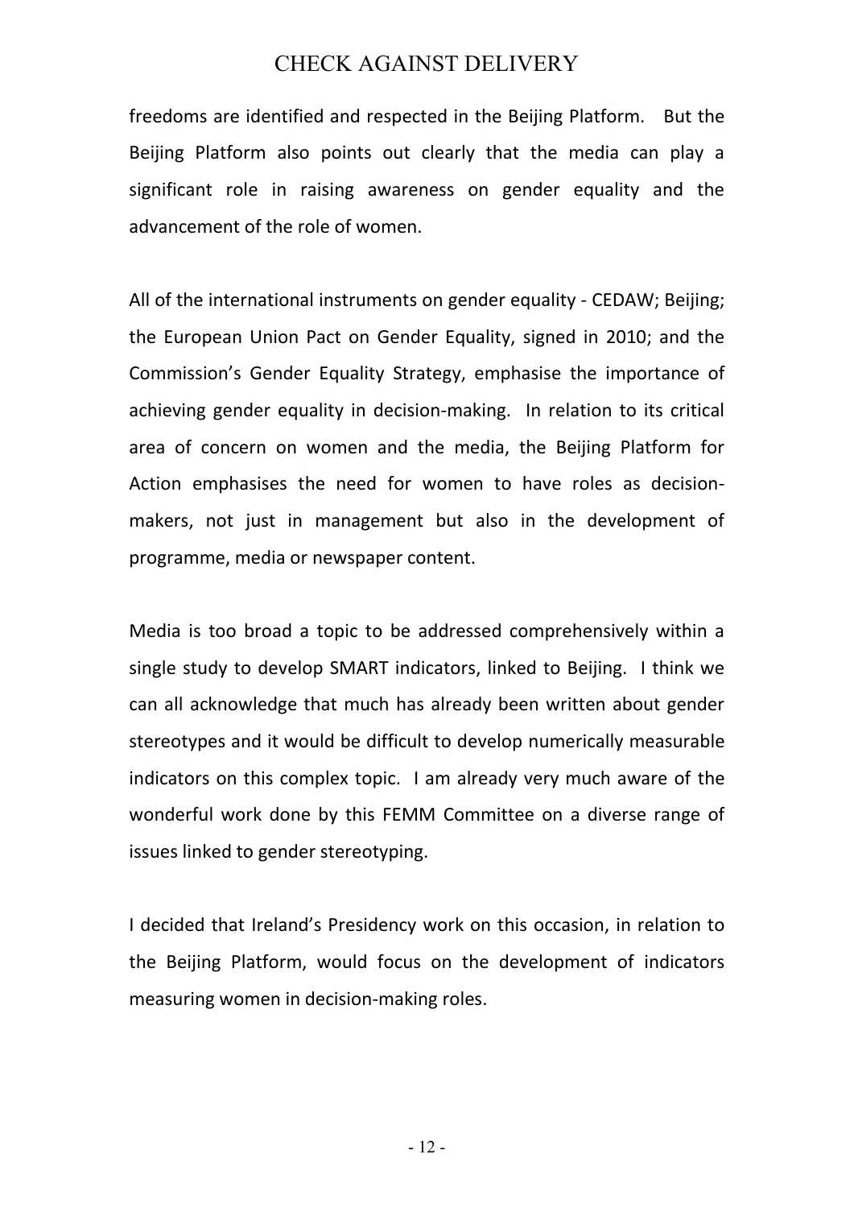freedoms are identified and respected in the Beijing Platform. But the Beijing Platform also points out clearly that the media can play a significant role in raising awareness on gender equality and the advancement of the role of women.

All of the international instruments on gender equality - CEDAW; Beijing; the European Union Pact on Gender Equality, signed in 2010; and the Commission's Gender Equality Strategy, emphasise the importance of achieving gender equality in decision-making. In relation to its critical area of concern on women and the media, the Beijing Platform for Action emphasises the need for women to have roles as decision-makers, not just in management but also in the development of programme, media or newspaper content.

Media is too broad a topic to be addressed comprehensively within a single study to develop SMART indicators, linked to Beijing. I think we can all acknowledge that much has already been written about gender stereotypes and it would be difficult to develop numerically measurable indicators on this complex topic. I am already very much aware of the wonderful work done by this FEMM Committee on a diverse range of issues linked to gender stereotyping.

I decided that Ireland's Presidency work on this occasion, in relation to the Beijing Platform, would focus on the development of indicators measuring women in decision-making roles.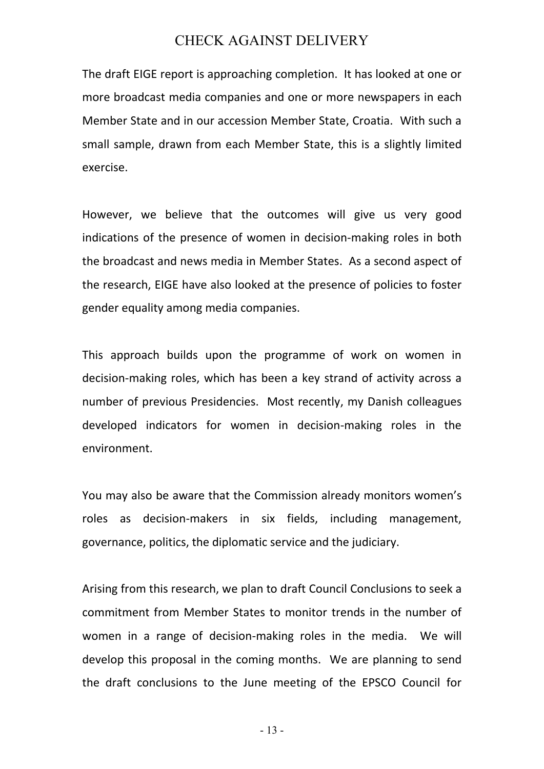The draft EIGE report is approaching completion. It has looked at one or more broadcast media companies and one or more newspapers in each Member State and in our accession Member State, Croatia. With such a small sample, drawn from each Member State, this is a slightly limited exercise.

However, we believe that the outcomes will give us very good indications of the presence of women in decision-making roles in both the broadcast and news media in Member States. As a second aspect of the research, EIGE have also looked at the presence of policies to foster gender equality among media companies.

This approach builds upon the programme of work on women in decision-making roles, which has been a key strand of activity across a number of previous Presidencies. Most recently, my Danish colleagues developed indicators for women in decision-making roles in the environment.

You may also be aware that the Commission already monitors women's roles as decision-makers in six fields, including management, governance, politics, the diplomatic service and the judiciary.

Arising from this research, we plan to draft Council Conclusions to seek a commitment from Member States to monitor trends in the number of women in a range of decision-making roles in the media. We will develop this proposal in the coming months. We are planning to send the draft conclusions to the June meeting of the EPSCO Council for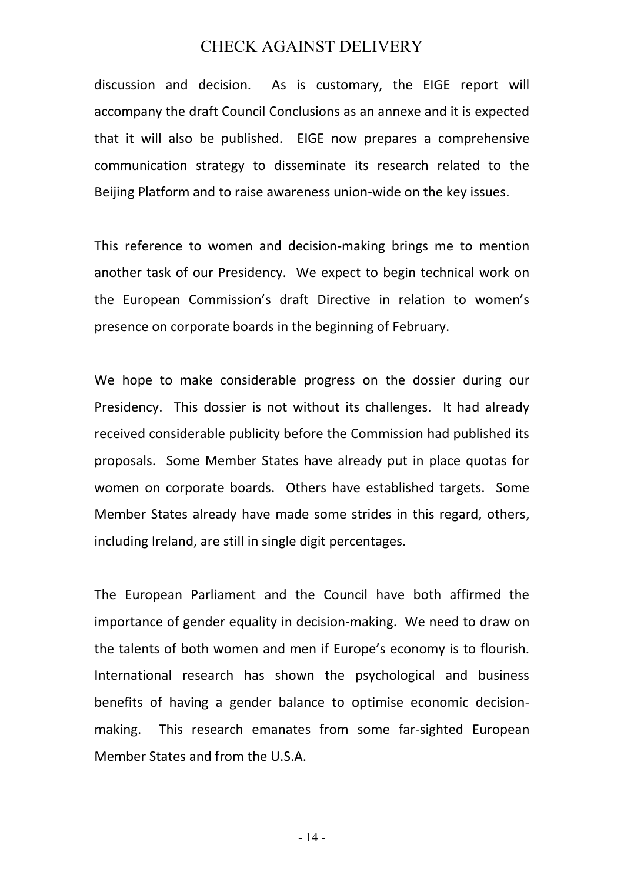discussion and decision. As is customary, the EIGE report will accompany the draft Council Conclusions as an annexe and it is expected that it will also be published. EIGE now prepares a comprehensive communication strategy to disseminate its research related to the Beijing Platform and to raise awareness union-wide on the key issues.

This reference to women and decision-making brings me to mention another task of our Presidency. We expect to begin technical work on the European Commission's draft Directive in relation to women's presence on corporate boards in the beginning of February.

We hope to make considerable progress on the dossier during our Presidency. This dossier is not without its challenges. It had already received considerable publicity before the Commission had published its proposals. Some Member States have already put in place quotas for women on corporate boards. Others have established targets. Some Member States already have made some strides in this regard, others, including Ireland, are still in single digit percentages.

The European Parliament and the Council have both affirmed the importance of gender equality in decision-making. We need to draw on the talents of both women and men if Europe's economy is to flourish. International research has shown the psychological and business benefits of having a gender balance to optimise economic decision-making. This research emanates from some far-sighted European Member States and from the U.S.A.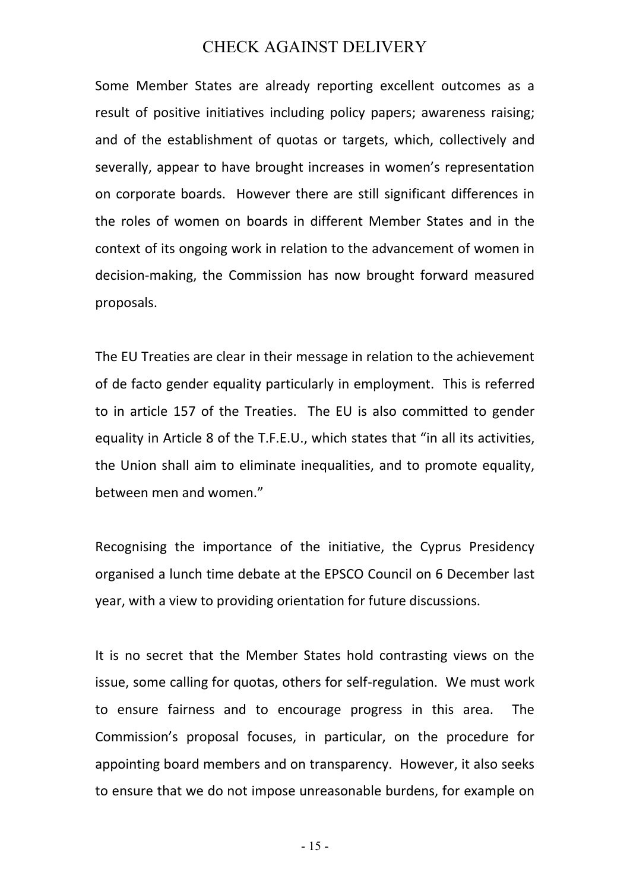Some Member States are already reporting excellent outcomes as a result of positive initiatives including policy papers; awareness raising; and of the establishment of quotas or targets, which, collectively and severally, appear to have brought increases in women's representation on corporate boards. However there are still significant differences in the roles of women on boards in different Member States and in the context of its ongoing work in relation to the advancement of women in decision-making, the Commission has now brought forward measured proposals.

The EU Treaties are clear in their message in relation to the achievement of de facto gender equality particularly in employment. This is referred to in article 157 of the Treaties. The EU is also committed to gender equality in Article 8 of the T.F.E.U., which states that "in all its activities, the Union shall aim to eliminate inequalities, and to promote equality, between men and women."

Recognising the importance of the initiative, the Cyprus Presidency organised a lunch time debate at the EPSCO Council on 6 December last year, with a view to providing orientation for future discussions.

It is no secret that the Member States hold contrasting views on the issue, some calling for quotas, others for self-regulation. We must work to ensure fairness and to encourage progress in this area. The Commission's proposal focuses, in particular, on the procedure for appointing board members and on transparency. However, it also seeks to ensure that we do not impose unreasonable burdens, for example on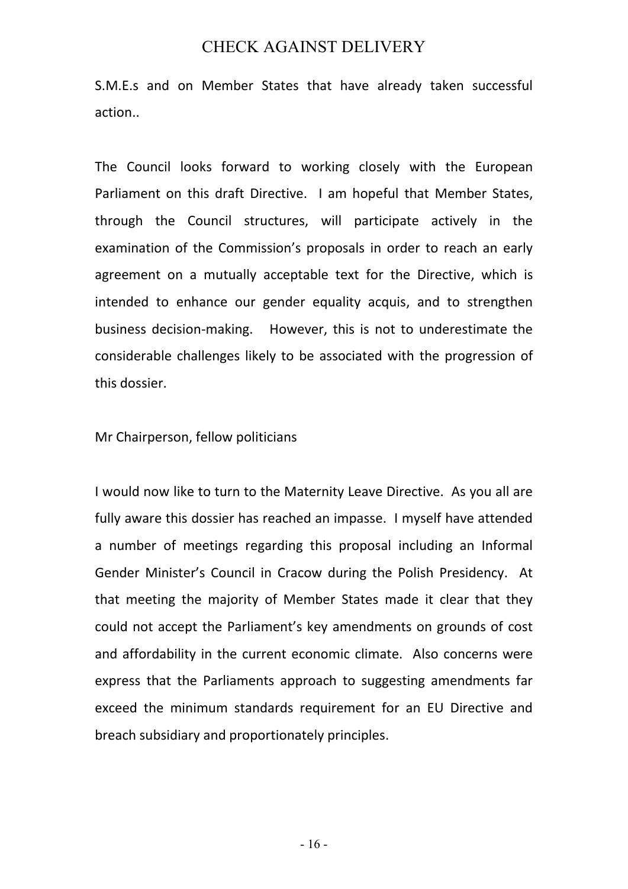S.M.E.s and on Member States that have already taken successful action..

The Council looks forward to working closely with the European Parliament on this draft Directive. I am hopeful that Member States, through the Council structures, will participate actively in the examination of the Commission's proposals in order to reach an early agreement on a mutually acceptable text for the Directive, which is intended to enhance our gender equality acquis, and to strengthen business decision-making. However, this is not to underestimate the considerable challenges likely to be associated with the progression of this dossier.

Mr Chairperson, fellow politicians

I would now like to turn to the Maternity Leave Directive. As you all are fully aware this dossier has reached an impasse. I myself have attended a number of meetings regarding this proposal including an Informal Gender Minister's Council in Cracow during the Polish Presidency. At that meeting the majority of Member States made it clear that they could not accept the Parliament's key amendments on grounds of cost and affordability in the current economic climate. Also concerns were express that the Parliaments approach to suggesting amendments far exceed the minimum standards requirement for an EU Directive and breach subsidiary and proportionately principles.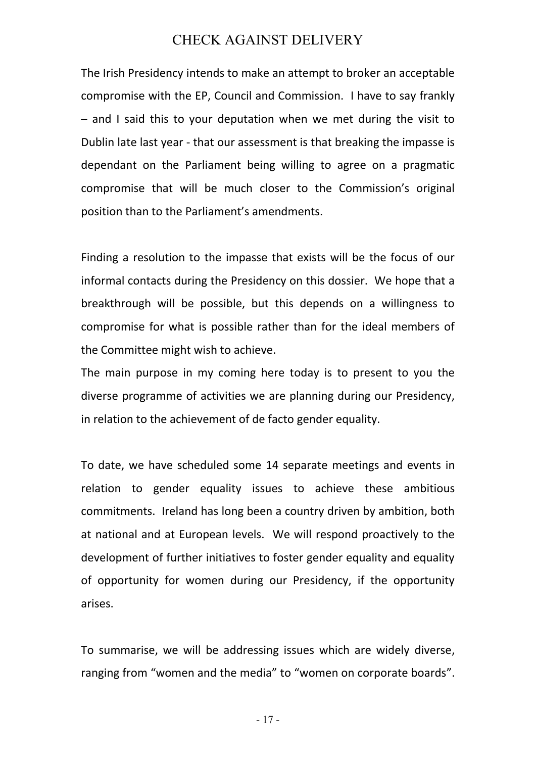The Irish Presidency intends to make an attempt to broker an acceptable compromise with the EP, Council and Commission. I have to say frankly – and I said this to your deputation when we met during the visit to Dublin late last year - that our assessment is that breaking the impasse is dependant on the Parliament being willing to agree on a pragmatic compromise that will be much closer to the Commission's original position than to the Parliament's amendments.

Finding a resolution to the impasse that exists will be the focus of our informal contacts during the Presidency on this dossier. We hope that a breakthrough will be possible, but this depends on a willingness to compromise for what is possible rather than for the ideal members of the Committee might wish to achieve.

The main purpose in my coming here today is to present to you the diverse programme of activities we are planning during our Presidency, in relation to the achievement of de facto gender equality.

To date, we have scheduled some 14 separate meetings and events in relation to gender equality issues to achieve these ambitious commitments. Ireland has long been a country driven by ambition, both at national and at European levels. We will respond proactively to the development of further initiatives to foster gender equality and equality of opportunity for women during our Presidency, if the opportunity arises.

To summarise, we will be addressing issues which are widely diverse, ranging from "women and the media" to "women on corporate boards".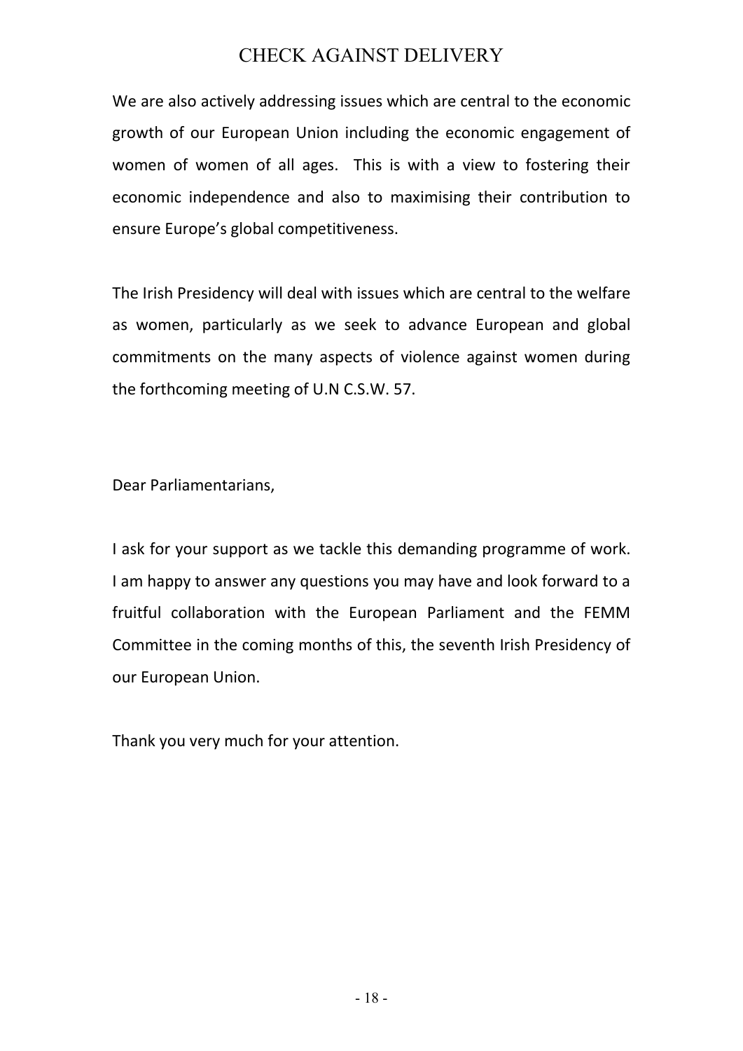We are also actively addressing issues which are central to the economic growth of our European Union including the economic engagement of women of women of all ages. This is with a view to fostering their economic independence and also to maximising their contribution to ensure Europe's global competitiveness.

The Irish Presidency will deal with issues which are central to the welfare as women, particularly as we seek to advance European and global commitments on the many aspects of violence against women during the forthcoming meeting of U.N C.S.W. 57.

Dear Parliamentarians,

I ask for your support as we tackle this demanding programme of work. I am happy to answer any questions you may have and look forward to a fruitful collaboration with the European Parliament and the FEMM Committee in the coming months of this, the seventh Irish Presidency of our European Union.

Thank you very much for your attention.